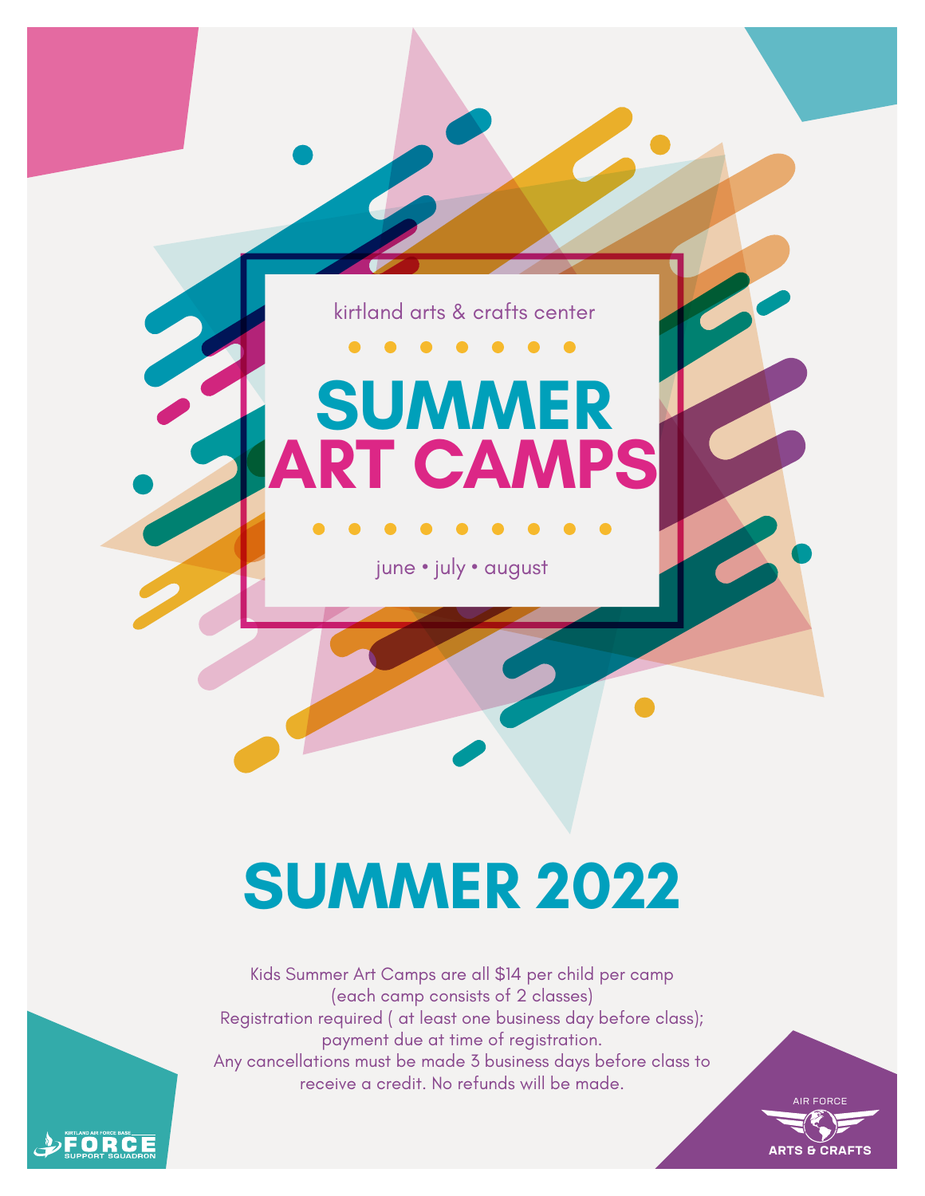kirtland arts & crafts center

# SUMMER ART CAMPS

june • july • august

# SUMMER 2022

Kids Summer Art Camps are all $14 per child per camp
(each camp consists of 2 classes)
Registration required ( at least one business day before class);
payment due at time of registration.
Any cancellations must be made 3 business days before class to
receive a credit. No refunds will be made.

KIRTLAND AIR FORCE BASE FORCE SUPPORT SQUADRON

AIR FORCE ARTS & CRAFTS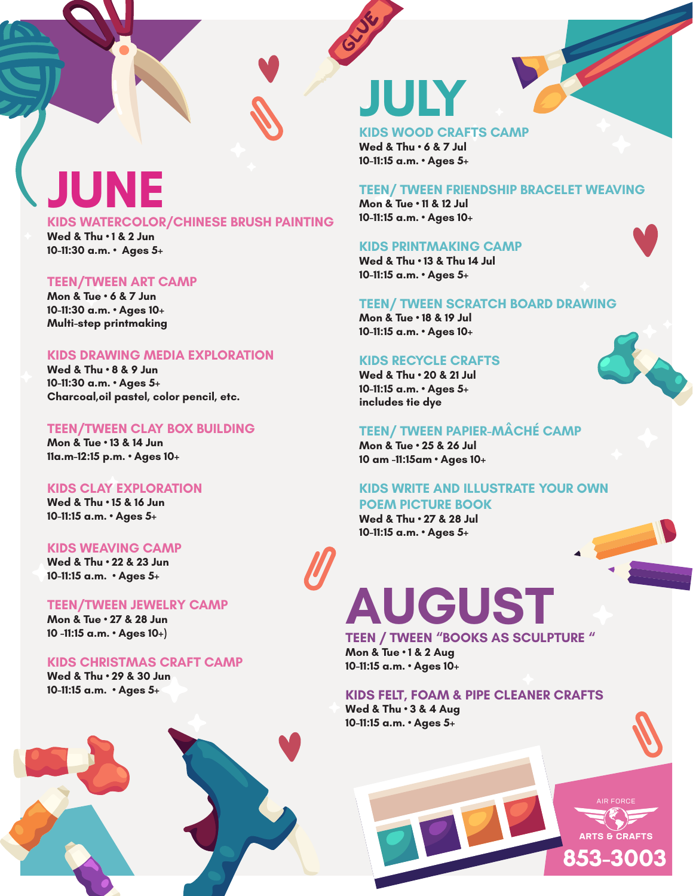# JUNE

### KIDS WATERCOLOR/CHINESE BRUSH PAINTING
**Wed & Thu • 1 & 2 Jun**
**10-11:30 a.m. • Ages 5+**

### TEEN/TWEEN ART CAMP
**Mon & Tue • 6 & 7 Jun**
**10-11:30 a.m. • Ages 10+**
**Multi-step printmaking**

### KIDS DRAWING MEDIA EXPLORATION
**Wed & Thu • 8 & 9 Jun**
**10-11:30 a.m. • Ages 5+**
**Charcoal,oil pastel, color pencil, etc.**

### TEEN/TWEEN CLAY BOX BUILDING
**Mon & Tue • 13 & 14 Jun**
**11a.m-12:15 p.m. • Ages 10+**

### KIDS CLAY EXPLORATION
**Wed & Thu • 15 & 16 Jun**
**10-11:15 a.m. • Ages 5+**

### KIDS WEAVING CAMP
**Wed & Thu • 22 & 23 Jun**
**10-11:15 a.m. • Ages 5+**

### TEEN/TWEEN JEWELRY CAMP
**Mon & Tue • 27 & 28 Jun**
**10 -11:15 a.m. • Ages 10+)**

### KIDS CHRISTMAS CRAFT CAMP
**Wed & Thu • 29 & 30 Jun**
**10-11:15 a.m. • Ages 5+**

# JULY

### KIDS WOOD CRAFTS CAMP
**Wed & Thu • 6 & 7 Jul**
**10-11:15 a.m. • Ages 5+**

### TEEN/ TWEEN FRIENDSHIP BRACELET WEAVING
**Mon & Tue • 11 & 12 Jul**
**10-11:15 a.m. • Ages 10+**

### KIDS PRINTMAKING CAMP
**Wed & Thu • 13 & Thu 14 Jul**
**10-11:15 a.m. • Ages 5+**

### TEEN/ TWEEN SCRATCH BOARD DRAWING
**Mon & Tue • 18 & 19 Jul**
**10-11:15 a.m. • Ages 10+**

### KIDS RECYCLE CRAFTS
**Wed & Thu • 20 & 21 Jul**
**10-11:15 a.m. • Ages 5+**
**includes tie dye**

### TEEN/ TWEEN PAPIER-MÂCHÉ CAMP
**Mon & Tue • 25 & 26 Jul**
**10 am -11:15am • Ages 10+**

### KIDS WRITE AND ILLUSTRATE YOUR OWN POEM PICTURE BOOK
**Wed & Thu • 27 & 28 Jul**
**10-11:15 a.m. • Ages 5+**

# AUGUST

### TEEN / TWEEN "BOOKS AS SCULPTURE "
**Mon & Tue • 1 & 2 Aug**
**10-11:15 a.m. • Ages 10+**

### KIDS FELT, FOAM & PIPE CLEANER CRAFTS
**Wed & Thu • 3 & 4 Aug**
**10-11:15 a.m. • Ages 5+**

AIR FORCE
ARTS & CRAFTS
**853-3003**